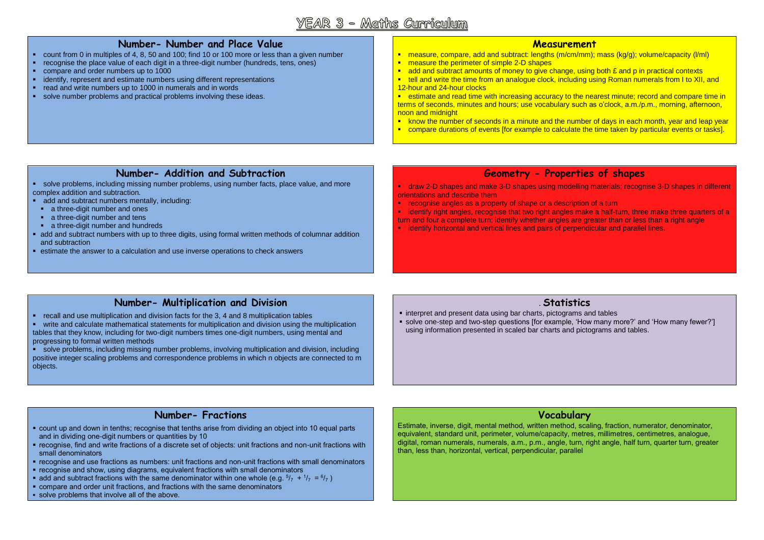# YEAR 3 – Maths Curriculum

## Number- Number and Place Value

- count from 0 in multiples of 4, 8, 50 and 100; find 10 or 100 more or less than a given number
- recognise the place value of each digit in a three-digit number (hundreds, tens, ones)
- compare and order numbers up to 1000
- identify, represent and estimate numbers using different representations
- read and write numbers up to 1000 in numerals and in words
- solve number problems and practical problems involving these ideas.

## Measurement

- measure, compare, add and subtract: lengths (m/cm/mm); mass (kg/g); volume/capacity (l/ml)
- measure the perimeter of simple 2-D shapes
- add and subtract amounts of money to give change, using both £ and p in practical contexts
- tell and write the time from an analogue clock, including using Roman numerals from I to XII, and 12-hour and 24-hour clocks
- estimate and read time with increasing accuracy to the nearest minute; record and compare time in terms of seconds, minutes and hours; use vocabulary such as o'clock, a.m./p.m., morning, afternoon, noon and midnight
- know the number of seconds in a minute and the number of days in each month, year and leap year
- compare durations of events [for example to calculate the time taken by particular events or tasks].

## Number- Addition and Subtraction

- solve problems, including missing number problems, using number facts, place value, and more complex addition and subtraction.
- add and subtract numbers mentally, including:
  - a three-digit number and ones
  - a three-digit number and tens
  - a three-digit number and hundreds
- add and subtract numbers with up to three digits, using formal written methods of columnar addition and subtraction
- estimate the answer to a calculation and use inverse operations to check answers

## Geometry - Properties of shapes

- draw 2-D shapes and make 3-D shapes using modelling materials; recognise 3-D shapes in different orientations and describe them
- recognise angles as a property of shape or a description of a turn
- identify right angles, recognise that two right angles make a half-turn, three make three quarters of a turn and four a complete turn; identify whether angles are greater than or less than a right angle
- identify horizontal and vertical lines and pairs of perpendicular and parallel lines.

## Number- Multiplication and Division

- recall and use multiplication and division facts for the 3, 4 and 8 multiplication tables
- write and calculate mathematical statements for multiplication and division using the multiplication tables that they know, including for two-digit numbers times one-digit numbers, using mental and progressing to formal written methods
- solve problems, including missing number problems, involving multiplication and division, including positive integer scaling problems and correspondence problems in which n objects are connected to m objects.

## Statistics

- interpret and present data using bar charts, pictograms and tables
- solve one-step and two-step questions [for example, 'How many more?' and 'How many fewer?'] using information presented in scaled bar charts and pictograms and tables.

## Number- Fractions

- count up and down in tenths; recognise that tenths arise from dividing an object into 10 equal parts and in dividing one-digit numbers or quantities by 10
- recognise, find and write fractions of a discrete set of objects: unit fractions and non-unit fractions with small denominators
- recognise and use fractions as numbers: unit fractions and non-unit fractions with small denominators
- recognise and show, using diagrams, equivalent fractions with small denominators
- add and subtract fractions with the same denominator within one whole (e.g. $\frac{5}{7} + \frac{1}{7} = \frac{6}{7}$ )
- compare and order unit fractions, and fractions with the same denominators
- solve problems that involve all of the above.

## Vocabulary

Estimate, inverse, digit, mental method, written method, scaling, fraction, numerator, denominator, equivalent, standard unit, perimeter, volume/capacity, metres, millimetres, centimetres, analogue, digital, roman numerals, numerals, a.m., p.m., angle, turn, right angle, half turn, quarter turn, greater than, less than, horizontal, vertical, perpendicular, parallel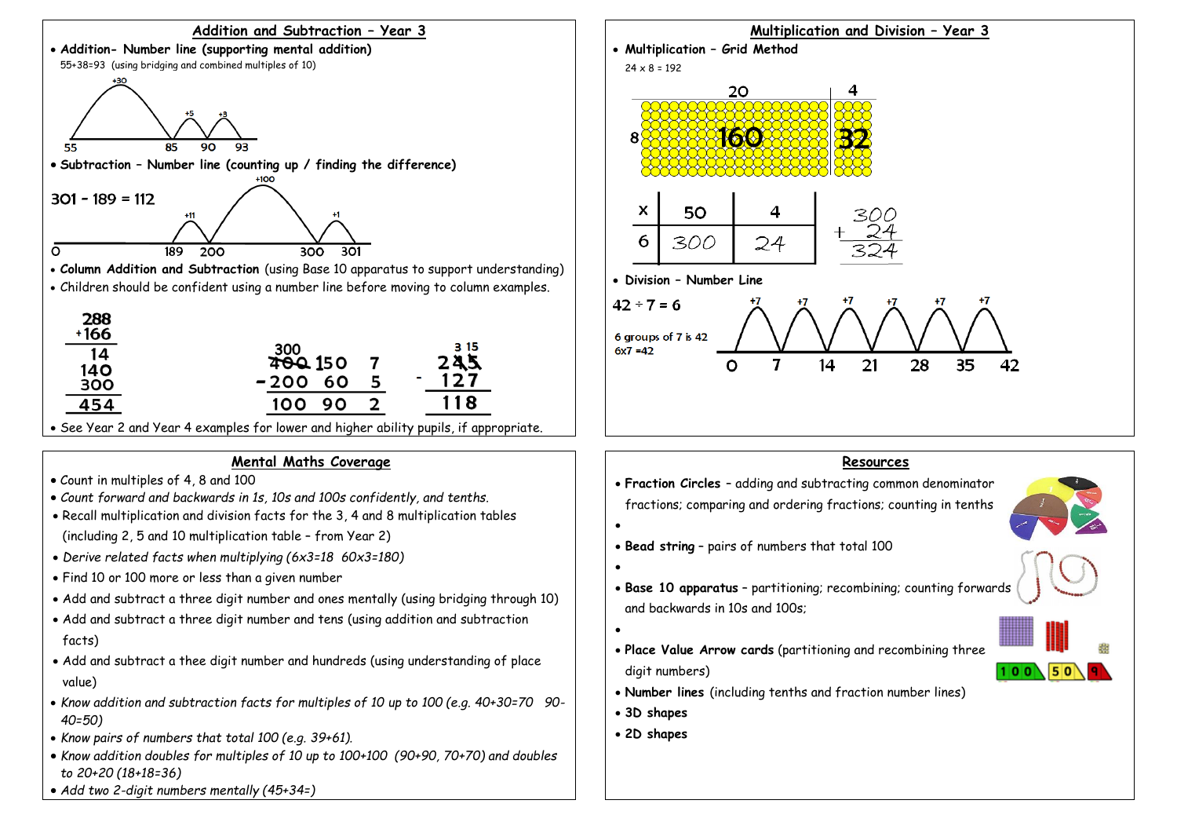## Addition and Subtraction – Year 3

- **Addition- Number line (supporting mental addition)**

55+38=93 (using bridging and combined multiples of 10)

+30 +5 +3
55 85 90 93

- **Subtraction – Number line (counting up / finding the difference)**

301 – 189 = 112

+11 +100 +1
0 189 200 300 301

- **Column Addition and Subtraction** (using Base 10 apparatus to support understanding)
- Children should be confident using a number line before moving to column examples.

```
  288
+ 166
   14
  140
  300
  454
```

```
  300
  400  150   7
- 200   60   5
  100   90   2
```

```
   3 15
   245
 - 127
   118
```

- See Year 2 and Year 4 examples for lower and higher ability pupils, if appropriate.

## Multiplication and Division – Year 3

- **Multiplication – Grid Method**

24 x 8 = 192

20 4
8 160 32

| x | 50 | 4 |
|---|---|---|
| 6 | 300 | 24 |

```
  300
+  24
  324
```

- **Division – Number Line**

42 ÷ 7 = 6

6 groups of 7 is 42
6x7 =42

+7 +7 +7 +7 +7 +7
0 7 14 21 28 35 42

## Mental Maths Coverage

- Count in multiples of 4, 8 and 100
- *Count forward and backwards in 1s, 10s and 100s confidently, and tenths.*
- Recall multiplication and division facts for the 3, 4 and 8 multiplication tables (including 2, 5 and 10 multiplication table – from Year 2)
- *Derive related facts when multiplying (6x3=18 60x3=180)*
- Find 10 or 100 more or less than a given number
- Add and subtract a three digit number and ones mentally (using bridging through 10)
- Add and subtract a three digit number and tens (using addition and subtraction facts)
- Add and subtract a thee digit number and hundreds (using understanding of place value)
- *Know addition and subtraction facts for multiples of 10 up to 100 (e.g. 40+30=70 90-40=50)*
- *Know pairs of numbers that total 100 (e.g. 39+61).*
- *Know addition doubles for multiples of 10 up to 100+100 (90+90, 70+70) and doubles to 20+20 (18+18=36)*
- *Add two 2-digit numbers mentally (45+34=)*

## Resources

- **Fraction Circles** – adding and subtracting common denominator fractions; comparing and ordering fractions; counting in tenths
- **Bead string** – pairs of numbers that total 100
- **Base 10 apparatus** – partitioning; recombining; counting forwards and backwards in 10s and 100s;
- **Place Value Arrow cards** (partitioning and recombining three digit numbers)
- **Number lines** (including tenths and fraction number lines)
- **3D shapes**
- **2D shapes**